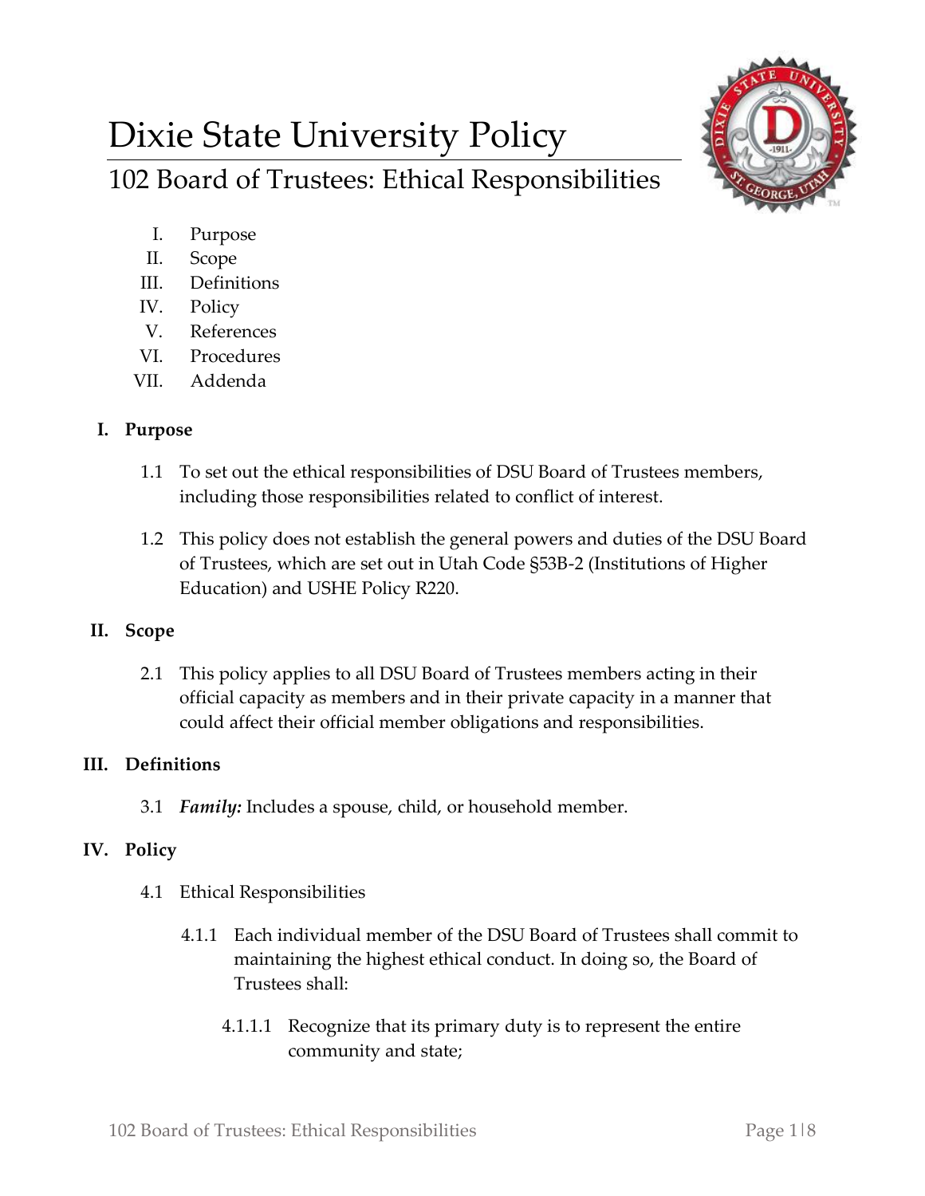# Dixie State University Policy

## 102 Board of Trustees: Ethical Responsibilities

I. Purpose
II. Scope
III. Definitions
IV. Policy
V. References
VI. Procedures
VII. Addenda

### I. Purpose

1.1 To set out the ethical responsibilities of DSU Board of Trustees members, including those responsibilities related to conflict of interest.

1.2 This policy does not establish the general powers and duties of the DSU Board of Trustees, which are set out in Utah Code §53B-2 (Institutions of Higher Education) and USHE Policy R220.

### II. Scope

2.1 This policy applies to all DSU Board of Trustees members acting in their official capacity as members and in their private capacity in a manner that could affect their official member obligations and responsibilities.

### III. Definitions

3.1 ***Family:*** Includes a spouse, child, or household member.

### IV. Policy

4.1 Ethical Responsibilities

4.1.1 Each individual member of the DSU Board of Trustees shall commit to maintaining the highest ethical conduct. In doing so, the Board of Trustees shall:

4.1.1.1 Recognize that its primary duty is to represent the entire community and state;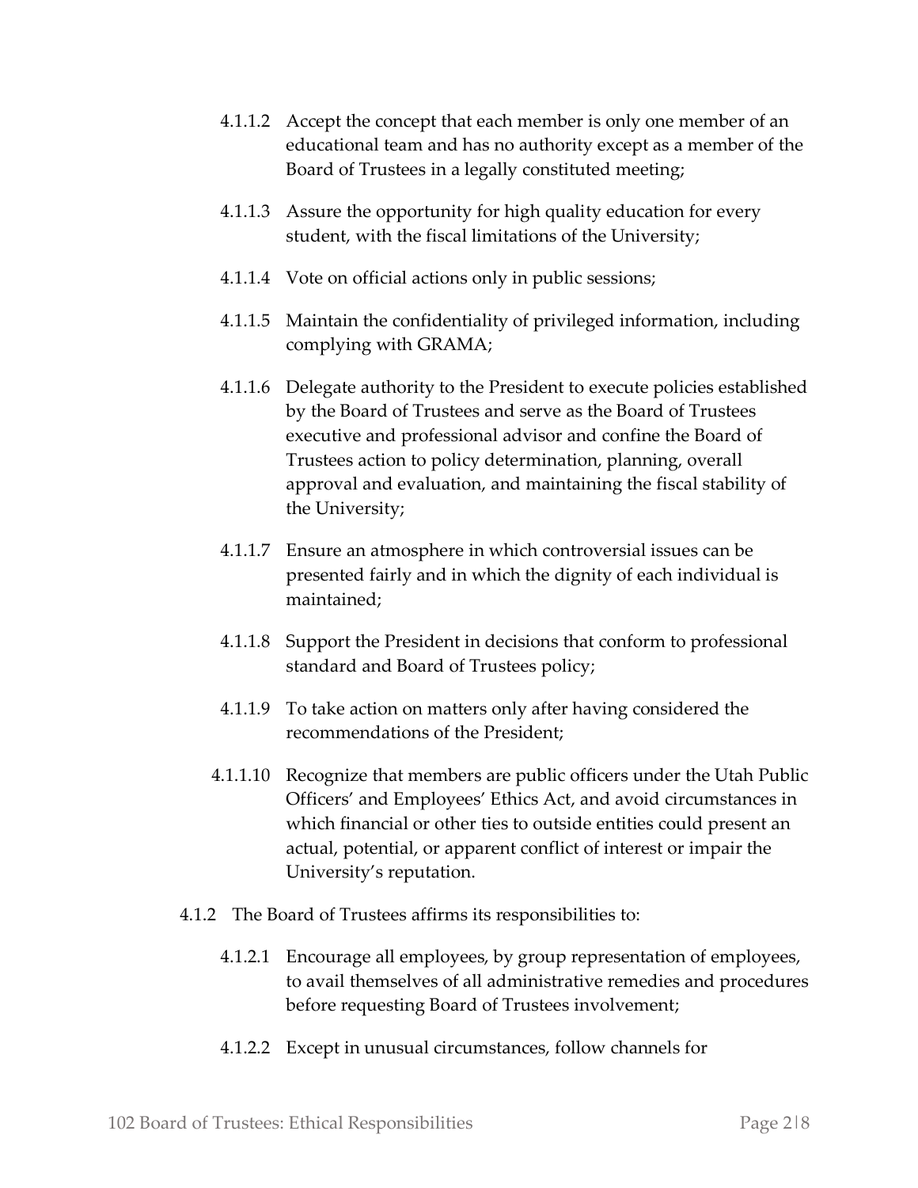4.1.1.2 Accept the concept that each member is only one member of an educational team and has no authority except as a member of the Board of Trustees in a legally constituted meeting;

4.1.1.3 Assure the opportunity for high quality education for every student, with the fiscal limitations of the University;

4.1.1.4 Vote on official actions only in public sessions;

4.1.1.5 Maintain the confidentiality of privileged information, including complying with GRAMA;

4.1.1.6 Delegate authority to the President to execute policies established by the Board of Trustees and serve as the Board of Trustees executive and professional advisor and confine the Board of Trustees action to policy determination, planning, overall approval and evaluation, and maintaining the fiscal stability of the University;

4.1.1.7 Ensure an atmosphere in which controversial issues can be presented fairly and in which the dignity of each individual is maintained;

4.1.1.8 Support the President in decisions that conform to professional standard and Board of Trustees policy;

4.1.1.9 To take action on matters only after having considered the recommendations of the President;

4.1.1.10 Recognize that members are public officers under the Utah Public Officers' and Employees' Ethics Act, and avoid circumstances in which financial or other ties to outside entities could present an actual, potential, or apparent conflict of interest or impair the University's reputation.

4.1.2 The Board of Trustees affirms its responsibilities to:

4.1.2.1 Encourage all employees, by group representation of employees, to avail themselves of all administrative remedies and procedures before requesting Board of Trustees involvement;

4.1.2.2 Except in unusual circumstances, follow channels for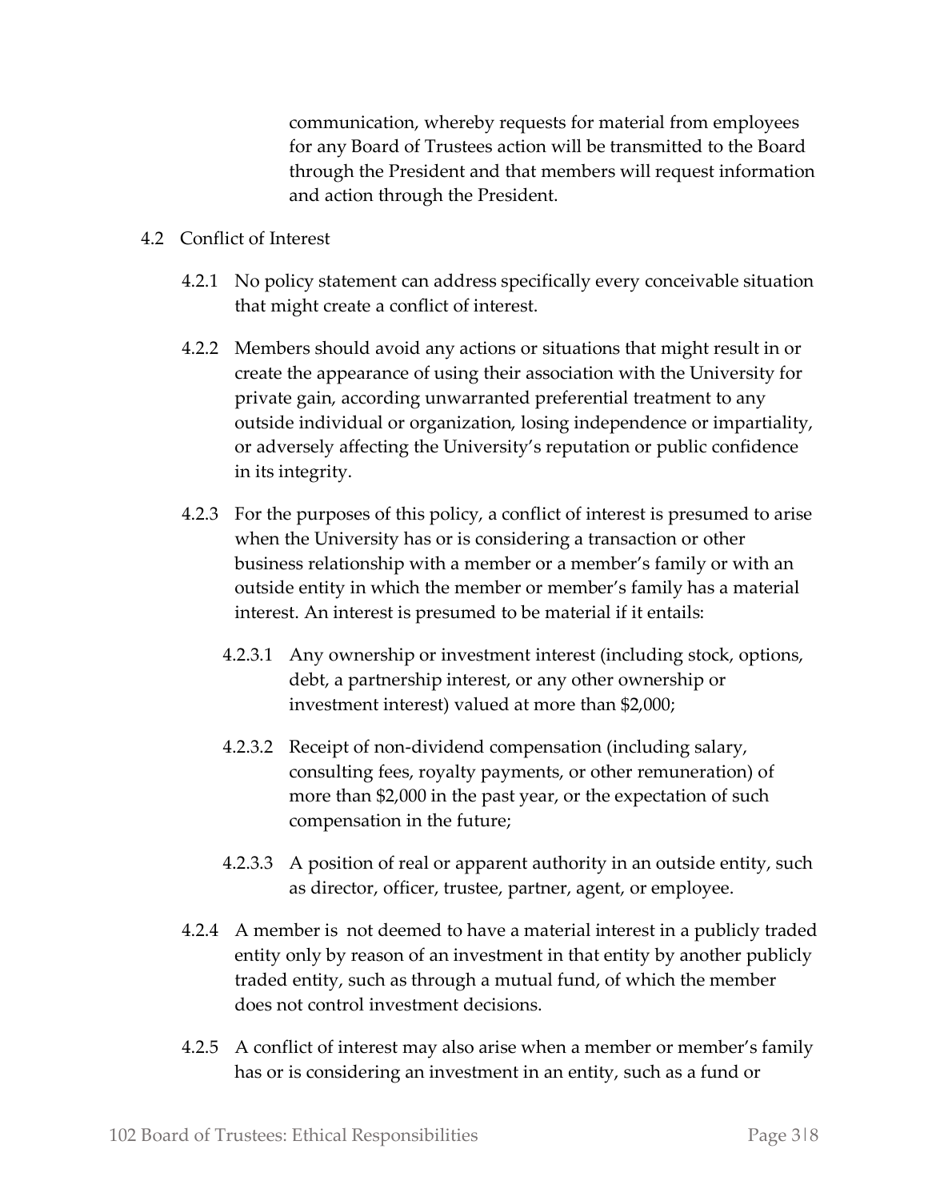communication, whereby requests for material from employees for any Board of Trustees action will be transmitted to the Board through the President and that members will request information and action through the President.

4.2 Conflict of Interest

4.2.1 No policy statement can address specifically every conceivable situation that might create a conflict of interest.

4.2.2 Members should avoid any actions or situations that might result in or create the appearance of using their association with the University for private gain, according unwarranted preferential treatment to any outside individual or organization, losing independence or impartiality, or adversely affecting the University's reputation or public confidence in its integrity.

4.2.3 For the purposes of this policy, a conflict of interest is presumed to arise when the University has or is considering a transaction or other business relationship with a member or a member's family or with an outside entity in which the member or member's family has a material interest. An interest is presumed to be material if it entails:

4.2.3.1 Any ownership or investment interest (including stock, options, debt, a partnership interest, or any other ownership or investment interest) valued at more than $2,000;

4.2.3.2 Receipt of non-dividend compensation (including salary, consulting fees, royalty payments, or other remuneration) of more than $2,000 in the past year, or the expectation of such compensation in the future;

4.2.3.3 A position of real or apparent authority in an outside entity, such as director, officer, trustee, partner, agent, or employee.

4.2.4 A member is not deemed to have a material interest in a publicly traded entity only by reason of an investment in that entity by another publicly traded entity, such as through a mutual fund, of which the member does not control investment decisions.

4.2.5 A conflict of interest may also arise when a member or member's family has or is considering an investment in an entity, such as a fund or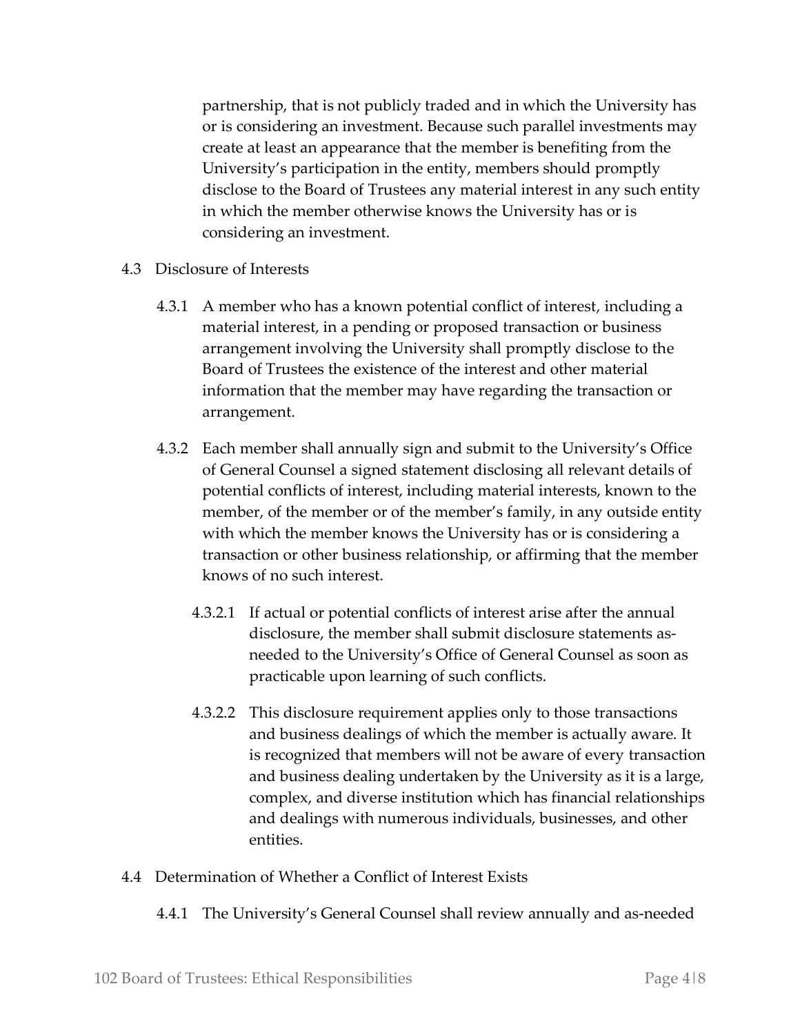partnership, that is not publicly traded and in which the University has or is considering an investment. Because such parallel investments may create at least an appearance that the member is benefiting from the University's participation in the entity, members should promptly disclose to the Board of Trustees any material interest in any such entity in which the member otherwise knows the University has or is considering an investment.

4.3 Disclosure of Interests

4.3.1 A member who has a known potential conflict of interest, including a material interest, in a pending or proposed transaction or business arrangement involving the University shall promptly disclose to the Board of Trustees the existence of the interest and other material information that the member may have regarding the transaction or arrangement.

4.3.2 Each member shall annually sign and submit to the University's Office of General Counsel a signed statement disclosing all relevant details of potential conflicts of interest, including material interests, known to the member, of the member or of the member's family, in any outside entity with which the member knows the University has or is considering a transaction or other business relationship, or affirming that the member knows of no such interest.

4.3.2.1 If actual or potential conflicts of interest arise after the annual disclosure, the member shall submit disclosure statements as-needed to the University's Office of General Counsel as soon as practicable upon learning of such conflicts.

4.3.2.2 This disclosure requirement applies only to those transactions and business dealings of which the member is actually aware. It is recognized that members will not be aware of every transaction and business dealing undertaken by the University as it is a large, complex, and diverse institution which has financial relationships and dealings with numerous individuals, businesses, and other entities.

4.4 Determination of Whether a Conflict of Interest Exists

4.4.1 The University's General Counsel shall review annually and as-needed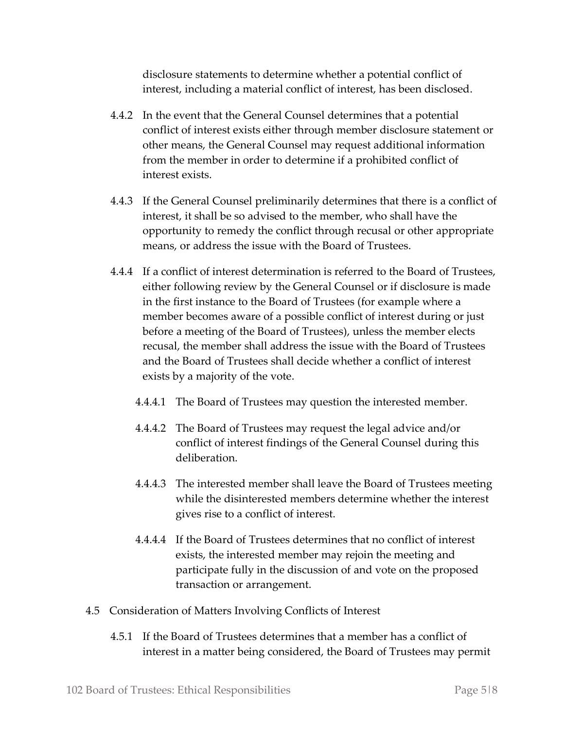disclosure statements to determine whether a potential conflict of interest, including a material conflict of interest, has been disclosed.

4.4.2 In the event that the General Counsel determines that a potential conflict of interest exists either through member disclosure statement or other means, the General Counsel may request additional information from the member in order to determine if a prohibited conflict of interest exists.

4.4.3 If the General Counsel preliminarily determines that there is a conflict of interest, it shall be so advised to the member, who shall have the opportunity to remedy the conflict through recusal or other appropriate means, or address the issue with the Board of Trustees.

4.4.4 If a conflict of interest determination is referred to the Board of Trustees, either following review by the General Counsel or if disclosure is made in the first instance to the Board of Trustees (for example where a member becomes aware of a possible conflict of interest during or just before a meeting of the Board of Trustees), unless the member elects recusal, the member shall address the issue with the Board of Trustees and the Board of Trustees shall decide whether a conflict of interest exists by a majority of the vote.

4.4.4.1 The Board of Trustees may question the interested member.

4.4.4.2 The Board of Trustees may request the legal advice and/or conflict of interest findings of the General Counsel during this deliberation.

4.4.4.3 The interested member shall leave the Board of Trustees meeting while the disinterested members determine whether the interest gives rise to a conflict of interest.

4.4.4.4 If the Board of Trustees determines that no conflict of interest exists, the interested member may rejoin the meeting and participate fully in the discussion of and vote on the proposed transaction or arrangement.

4.5 Consideration of Matters Involving Conflicts of Interest

4.5.1 If the Board of Trustees determines that a member has a conflict of interest in a matter being considered, the Board of Trustees may permit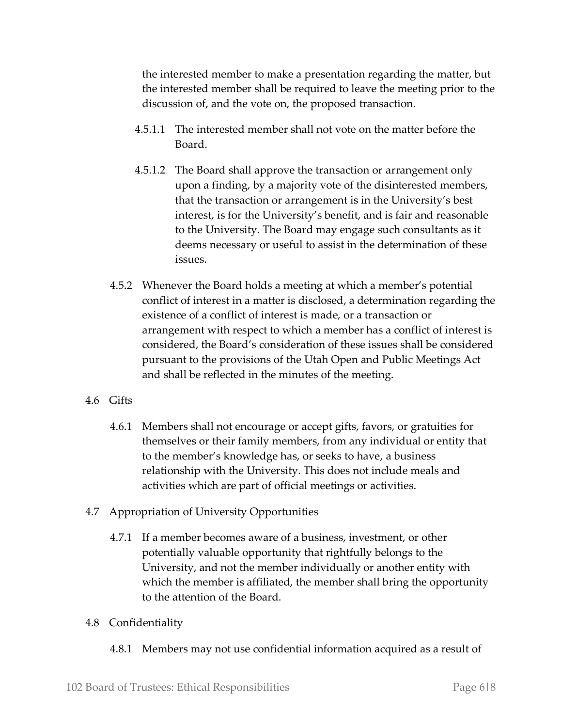the interested member to make a presentation regarding the matter, but the interested member shall be required to leave the meeting prior to the discussion of, and the vote on, the proposed transaction.

4.5.1.1 The interested member shall not vote on the matter before the Board.

4.5.1.2 The Board shall approve the transaction or arrangement only upon a finding, by a majority vote of the disinterested members, that the transaction or arrangement is in the University's best interest, is for the University's benefit, and is fair and reasonable to the University. The Board may engage such consultants as it deems necessary or useful to assist in the determination of these issues.

4.5.2 Whenever the Board holds a meeting at which a member's potential conflict of interest in a matter is disclosed, a determination regarding the existence of a conflict of interest is made, or a transaction or arrangement with respect to which a member has a conflict of interest is considered, the Board's consideration of these issues shall be considered pursuant to the provisions of the Utah Open and Public Meetings Act and shall be reflected in the minutes of the meeting.

4.6 Gifts

4.6.1 Members shall not encourage or accept gifts, favors, or gratuities for themselves or their family members, from any individual or entity that to the member's knowledge has, or seeks to have, a business relationship with the University. This does not include meals and activities which are part of official meetings or activities.

4.7 Appropriation of University Opportunities

4.7.1 If a member becomes aware of a business, investment, or other potentially valuable opportunity that rightfully belongs to the University, and not the member individually or another entity with which the member is affiliated, the member shall bring the opportunity to the attention of the Board.

4.8 Confidentiality

4.8.1 Members may not use confidential information acquired as a result of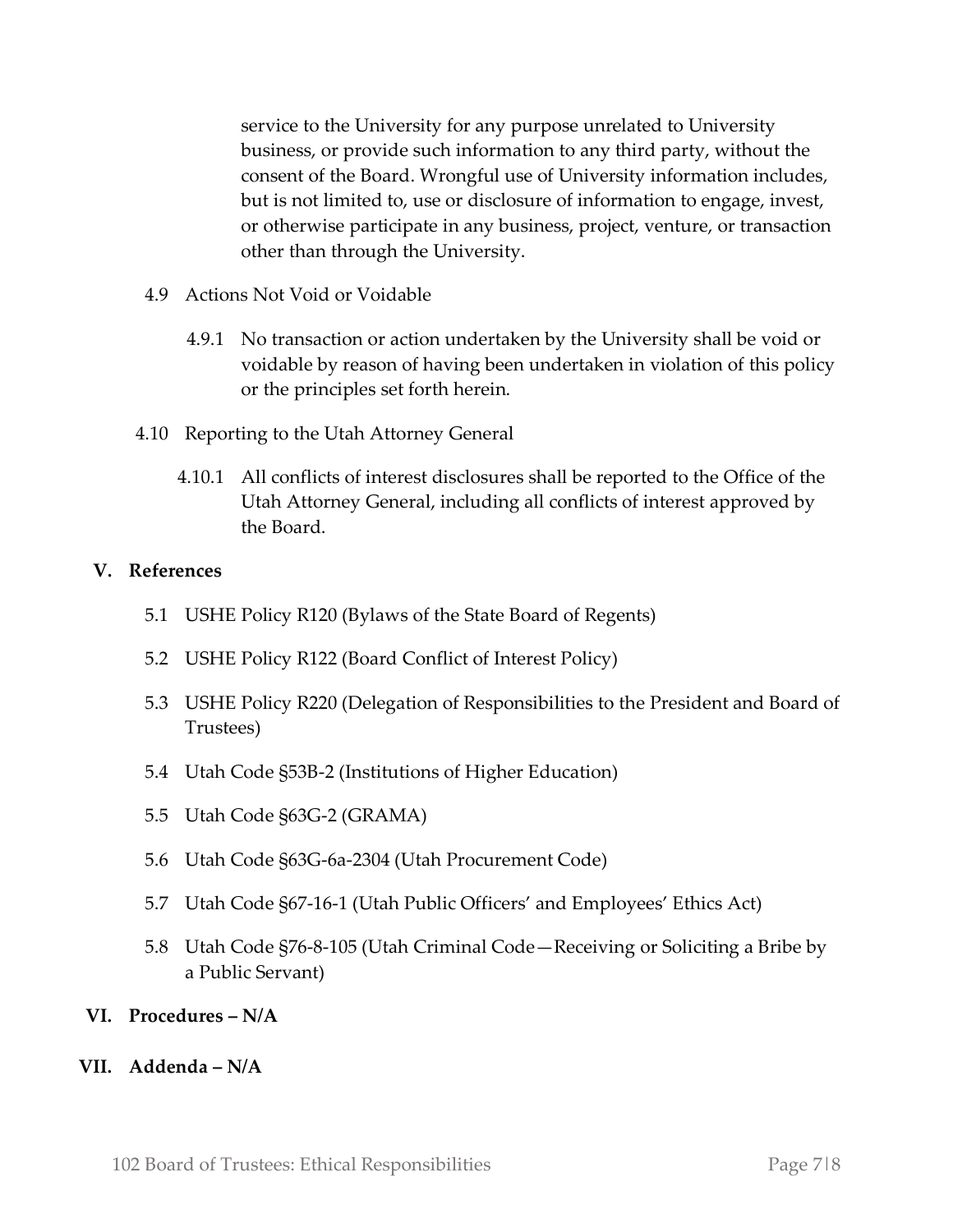service to the University for any purpose unrelated to University business, or provide such information to any third party, without the consent of the Board. Wrongful use of University information includes, but is not limited to, use or disclosure of information to engage, invest, or otherwise participate in any business, project, venture, or transaction other than through the University.

4.9 Actions Not Void or Voidable

4.9.1 No transaction or action undertaken by the University shall be void or voidable by reason of having been undertaken in violation of this policy or the principles set forth herein.

4.10 Reporting to the Utah Attorney General

4.10.1 All conflicts of interest disclosures shall be reported to the Office of the Utah Attorney General, including all conflicts of interest approved by the Board.

## V. References

5.1 USHE Policy R120 (Bylaws of the State Board of Regents)

5.2 USHE Policy R122 (Board Conflict of Interest Policy)

5.3 USHE Policy R220 (Delegation of Responsibilities to the President and Board of Trustees)

5.4 Utah Code §53B-2 (Institutions of Higher Education)

5.5 Utah Code §63G-2 (GRAMA)

5.6 Utah Code §63G-6a-2304 (Utah Procurement Code)

5.7 Utah Code §67-16-1 (Utah Public Officers' and Employees' Ethics Act)

5.8 Utah Code §76-8-105 (Utah Criminal Code—Receiving or Soliciting a Bribe by a Public Servant)

## VI. Procedures – N/A

## VII. Addenda – N/A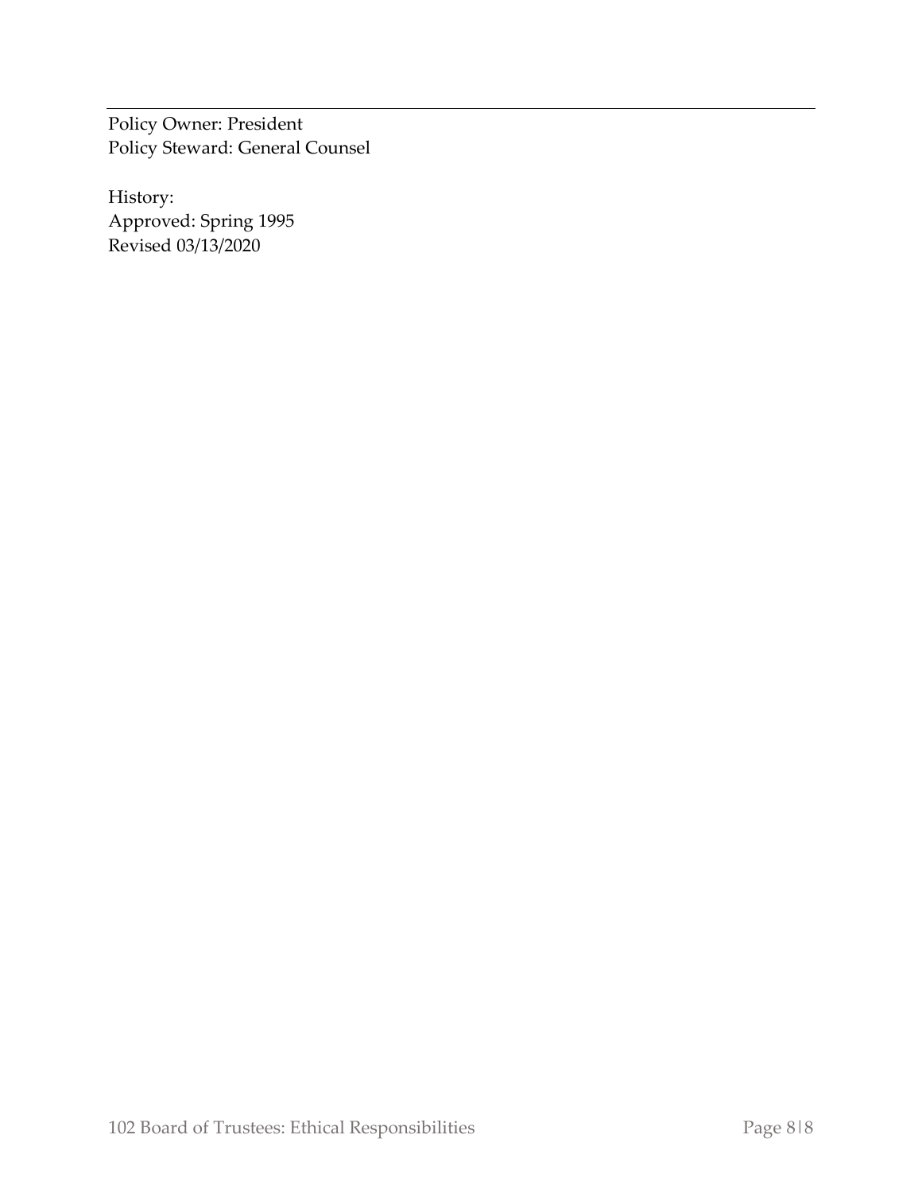---

Policy Owner: President
Policy Steward: General Counsel

History:
Approved: Spring 1995
Revised 03/13/2020